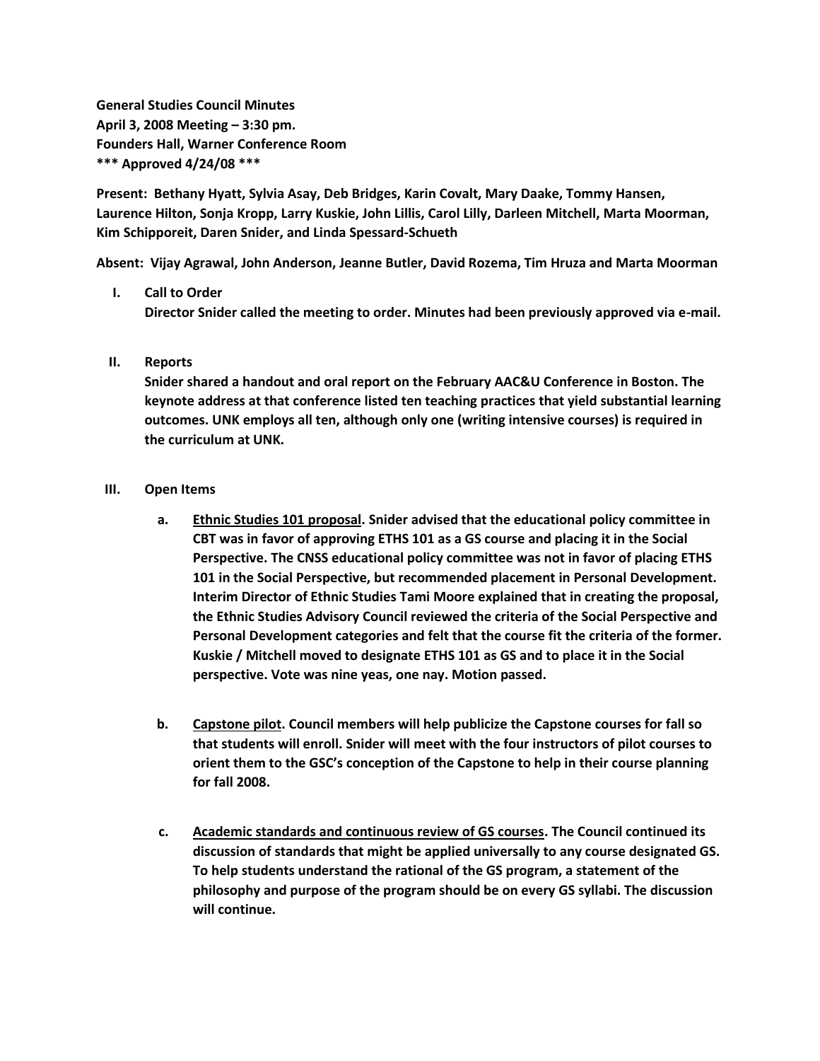**General Studies Council Minutes**
**April 3, 2008 Meeting – 3:30 pm.**
**Founders Hall, Warner Conference Room**
**\*\*\* Approved 4/24/08 \*\*\***

**Present: Bethany Hyatt, Sylvia Asay, Deb Bridges, Karin Covalt, Mary Daake, Tommy Hansen, Laurence Hilton, Sonja Kropp, Larry Kuskie, John Lillis, Carol Lilly, Darleen Mitchell, Marta Moorman, Kim Schipporeit, Daren Snider, and Linda Spessard-Schueth**

**Absent: Vijay Agrawal, John Anderson, Jeanne Butler, David Rozema, Tim Hruza and Marta Moorman**

I. **Call to Order**
   **Director Snider called the meeting to order. Minutes had been previously approved via e-mail.**

II. **Reports**
   **Snider shared a handout and oral report on the February AAC&U Conference in Boston. The keynote address at that conference listed ten teaching practices that yield substantial learning outcomes. UNK employs all ten, although only one (writing intensive courses) is required in the curriculum at UNK.**

III. **Open Items**

   a. **<u>Ethnic Studies 101 proposal</u>. Snider advised that the educational policy committee in CBT was in favor of approving ETHS 101 as a GS course and placing it in the Social Perspective. The CNSS educational policy committee was not in favor of placing ETHS 101 in the Social Perspective, but recommended placement in Personal Development. Interim Director of Ethnic Studies Tami Moore explained that in creating the proposal, the Ethnic Studies Advisory Council reviewed the criteria of the Social Perspective and Personal Development categories and felt that the course fit the criteria of the former. Kuskie / Mitchell moved to designate ETHS 101 as GS and to place it in the Social perspective. Vote was nine yeas, one nay. Motion passed.**

   b. **<u>Capstone pilot</u>. Council members will help publicize the Capstone courses for fall so that students will enroll. Snider will meet with the four instructors of pilot courses to orient them to the GSC's conception of the Capstone to help in their course planning for fall 2008.**

   c. **<u>Academic standards and continuous review of GS courses</u>. The Council continued its discussion of standards that might be applied universally to any course designated GS. To help students understand the rational of the GS program, a statement of the philosophy and purpose of the program should be on every GS syllabi. The discussion will continue.**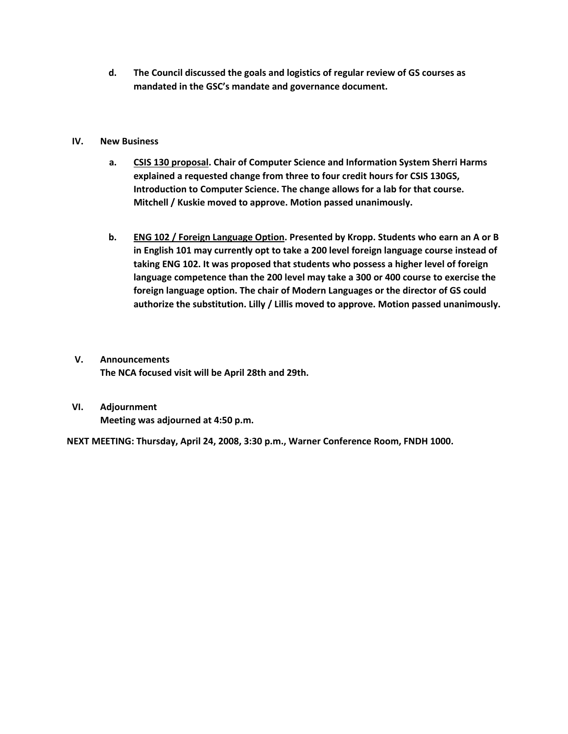d. **The Council discussed the goals and logistics of regular review of GS courses as mandated in the GSC's mandate and governance document.**

## IV. New Business

a. **<u>CSIS 130 proposal</u>. Chair of Computer Science and Information System Sherri Harms explained a requested change from three to four credit hours for CSIS 130GS, Introduction to Computer Science. The change allows for a lab for that course. Mitchell / Kuskie moved to approve. Motion passed unanimously.**

b. **<u>ENG 102 / Foreign Language Option</u>. Presented by Kropp. Students who earn an A or B in English 101 may currently opt to take a 200 level foreign language course instead of taking ENG 102. It was proposed that students who possess a higher level of foreign language competence than the 200 level may take a 300 or 400 course to exercise the foreign language option. The chair of Modern Languages or the director of GS could authorize the substitution. Lilly / Lillis moved to approve. Motion passed unanimously.**

## V. Announcements

**The NCA focused visit will be April 28th and 29th.**

## VI. Adjournment

**Meeting was adjourned at 4:50 p.m.**

**NEXT MEETING: Thursday, April 24, 2008, 3:30 p.m., Warner Conference Room, FNDH 1000.**